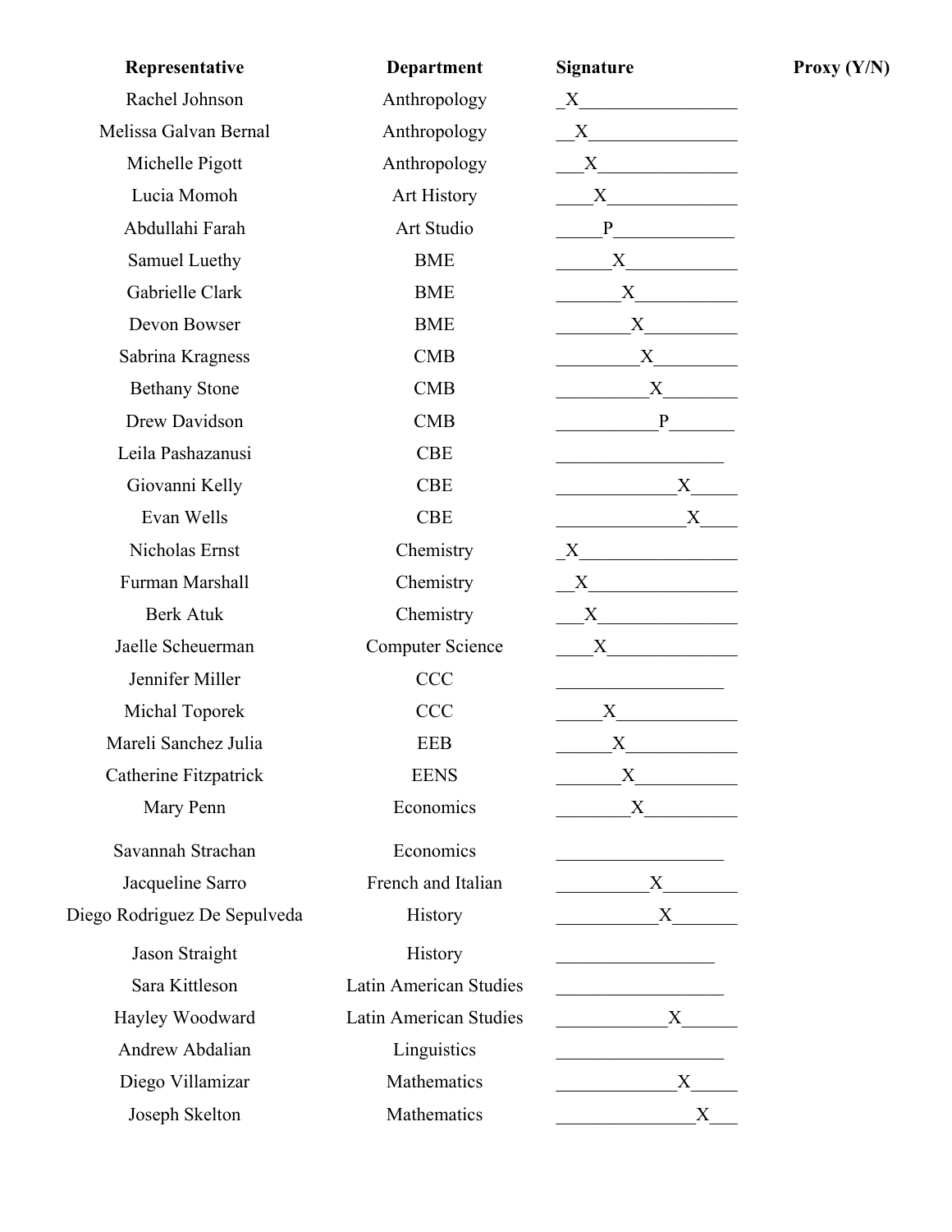| Representative | Department | Signature | Proxy (Y/N) |
|---|---|---|---|
| Rachel Johnson | Anthropology | X | |
| Melissa Galvan Bernal | Anthropology | X | |
| Michelle Pigott | Anthropology | X | |
| Lucia Momoh | Art History | X | |
| Abdullahi Farah | Art Studio | P | |
| Samuel Luethy | BME | X | |
| Gabrielle Clark | BME | X | |
| Devon Bowser | BME | X | |
| Sabrina Kragness | CMB | X | |
| Bethany Stone | CMB | X | |
| Drew Davidson | CMB | P | |
| Leila Pashazanusi | CBE | | |
| Giovanni Kelly | CBE | X | |
| Evan Wells | CBE | X | |
| Nicholas Ernst | Chemistry | X | |
| Furman Marshall | Chemistry | X | |
| Berk Atuk | Chemistry | X | |
| Jaelle Scheuerman | Computer Science | X | |
| Jennifer Miller | CCC | | |
| Michal Toporek | CCC | X | |
| Mareli Sanchez Julia | EEB | X | |
| Catherine Fitzpatrick | EENS | X | |
| Mary Penn | Economics | X | |
| Savannah Strachan | Economics | | |
| Jacqueline Sarro | French and Italian | X | |
| Diego Rodriguez De Sepulveda | History | X | |
| Jason Straight | History | | |
| Sara Kittleson | Latin American Studies | | |
| Hayley Woodward | Latin American Studies | X | |
| Andrew Abdalian | Linguistics | | |
| Diego Villamizar | Mathematics | X | |
| Joseph Skelton | Mathematics | X | |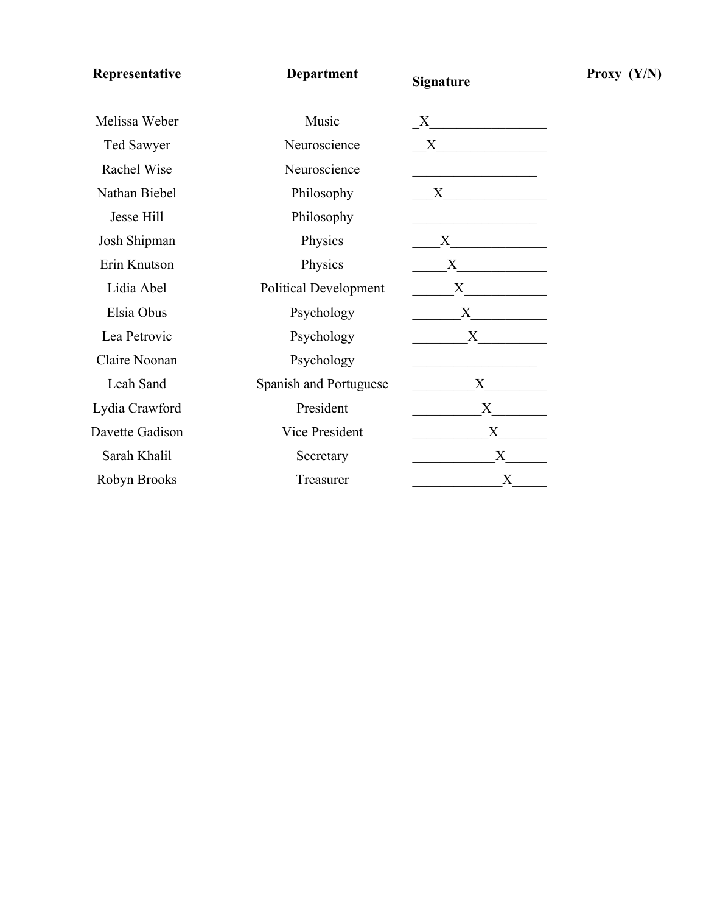| Representative | Department | Signature | Proxy (Y/N) |
|---|---|---|---|
| Melissa Weber | Music | X | |
| Ted Sawyer | Neuroscience | X | |
| Rachel Wise | Neuroscience | | |
| Nathan Biebel | Philosophy | X | |
| Jesse Hill | Philosophy | | |
| Josh Shipman | Physics | X | |
| Erin Knutson | Physics | X | |
| Lidia Abel | Political Development | X | |
| Elsia Obus | Psychology | X | |
| Lea Petrovic | Psychology | X | |
| Claire Noonan | Psychology | | |
| Leah Sand | Spanish and Portuguese | X | |
| Lydia Crawford | President | X | |
| Davette Gadison | Vice President | X | |
| Sarah Khalil | Secretary | X | |
| Robyn Brooks | Treasurer | X | |